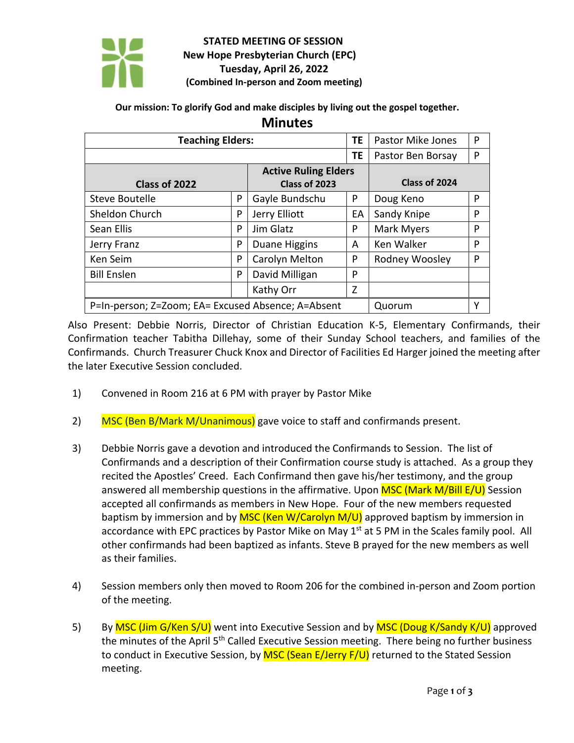**STATED MEETING OF SESSION**
**New Hope Presbyterian Church (EPC)**
**Tuesday, April 26, 2022**
**(Combined In-person and Zoom meeting)**

**Our mission: To glorify God and make disciples by living out the gospel together.**

# Minutes

| **Teaching Elders:** | | | | **TE** | Pastor Mike Jones | P |
|---|---|---|---|---|---|---|
| | | | | **TE** | Pastor Ben Borsay | P |
| **Class of 2022** | | **Active Ruling Elders Class of 2023** | | **Class of 2024** | | |
| Steve Boutelle | P | Gayle Bundschu | P | Doug Keno | | P |
| Sheldon Church | P | Jerry Elliott | EA | Sandy Knipe | | P |
| Sean Ellis | P | Jim Glatz | P | Mark Myers | | P |
| Jerry Franz | P | Duane Higgins | A | Ken Walker | | P |
| Ken Seim | P | Carolyn Melton | P | Rodney Woosley | | P |
| Bill Enslen | P | David Milligan | P | | | |
| | | Kathy Orr | Z | | | |
| P=In-person; Z=Zoom; EA= Excused Absence; A=Absent | | | | Quorum | | Y |

Also Present: Debbie Norris, Director of Christian Education K-5, Elementary Confirmands, their Confirmation teacher Tabitha Dillehay, some of their Sunday School teachers, and families of the Confirmands. Church Treasurer Chuck Knox and Director of Facilities Ed Harger joined the meeting after the later Executive Session concluded.

1) Convened in Room 216 at 6 PM with prayer by Pastor Mike

2) MSC (Ben B/Mark M/Unanimous) gave voice to staff and confirmands present.

3) Debbie Norris gave a devotion and introduced the Confirmands to Session. The list of Confirmands and a description of their Confirmation course study is attached. As a group they recited the Apostles' Creed. Each Confirmand then gave his/her testimony, and the group answered all membership questions in the affirmative. Upon MSC (Mark M/Bill E/U) Session accepted all confirmands as members in New Hope. Four of the new members requested baptism by immersion and by MSC (Ken W/Carolyn M/U) approved baptism by immersion in accordance with EPC practices by Pastor Mike on May 1st at 5 PM in the Scales family pool. All other confirmands had been baptized as infants. Steve B prayed for the new members as well as their families.

4) Session members only then moved to Room 206 for the combined in-person and Zoom portion of the meeting.

5) By MSC (Jim G/Ken S/U) went into Executive Session and by MSC (Doug K/Sandy K/U) approved the minutes of the April 5th Called Executive Session meeting. There being no further business to conduct in Executive Session, by MSC (Sean E/Jerry F/U) returned to the Stated Session meeting.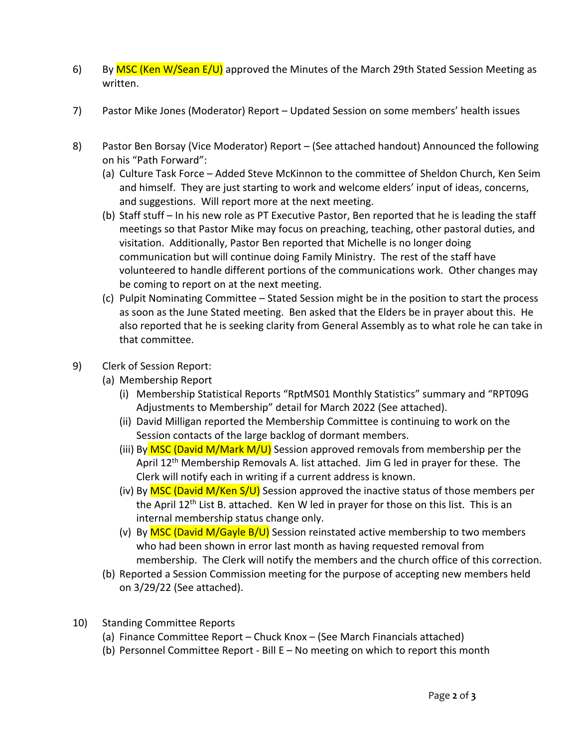6) By MSC (Ken W/Sean E/U) approved the Minutes of the March 29th Stated Session Meeting as written.

7) Pastor Mike Jones (Moderator) Report – Updated Session on some members' health issues

8) Pastor Ben Borsay (Vice Moderator) Report – (See attached handout) Announced the following on his "Path Forward":
   (a) Culture Task Force – Added Steve McKinnon to the committee of Sheldon Church, Ken Seim and himself. They are just starting to work and welcome elders' input of ideas, concerns, and suggestions. Will report more at the next meeting.
   (b) Staff stuff – In his new role as PT Executive Pastor, Ben reported that he is leading the staff meetings so that Pastor Mike may focus on preaching, teaching, other pastoral duties, and visitation. Additionally, Pastor Ben reported that Michelle is no longer doing communication but will continue doing Family Ministry. The rest of the staff have volunteered to handle different portions of the communications work. Other changes may be coming to report on at the next meeting.
   (c) Pulpit Nominating Committee – Stated Session might be in the position to start the process as soon as the June Stated meeting. Ben asked that the Elders be in prayer about this. He also reported that he is seeking clarity from General Assembly as to what role he can take in that committee.

9) Clerk of Session Report:
   (a) Membership Report
      (i) Membership Statistical Reports "RptMS01 Monthly Statistics" summary and "RPT09G Adjustments to Membership" detail for March 2022 (See attached).
      (ii) David Milligan reported the Membership Committee is continuing to work on the Session contacts of the large backlog of dormant members.
      (iii) By MSC (David M/Mark M/U) Session approved removals from membership per the April 12th Membership Removals A. list attached. Jim G led in prayer for these. The Clerk will notify each in writing if a current address is known.
      (iv) By MSC (David M/Ken S/U) Session approved the inactive status of those members per the April 12th List B. attached. Ken W led in prayer for those on this list. This is an internal membership status change only.
      (v) By MSC (David M/Gayle B/U) Session reinstated active membership to two members who had been shown in error last month as having requested removal from membership. The Clerk will notify the members and the church office of this correction.
   (b) Reported a Session Commission meeting for the purpose of accepting new members held on 3/29/22 (See attached).

10) Standing Committee Reports
   (a) Finance Committee Report – Chuck Knox – (See March Financials attached)
   (b) Personnel Committee Report - Bill E – No meeting on which to report this month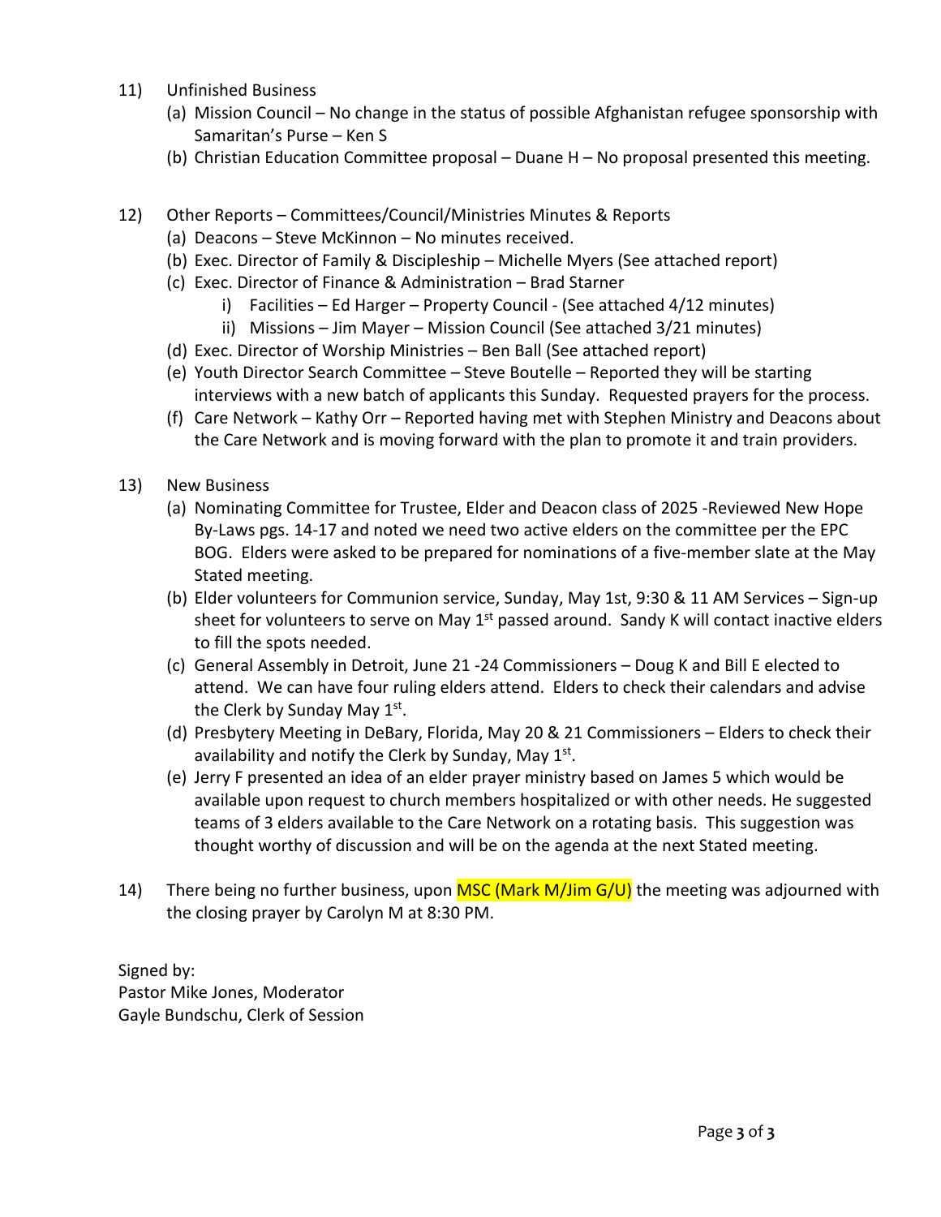11) Unfinished Business
   (a) Mission Council – No change in the status of possible Afghanistan refugee sponsorship with Samaritan's Purse – Ken S
   (b) Christian Education Committee proposal – Duane H – No proposal presented this meeting.

12) Other Reports – Committees/Council/Ministries Minutes & Reports
   (a) Deacons – Steve McKinnon – No minutes received.
   (b) Exec. Director of Family & Discipleship – Michelle Myers (See attached report)
   (c) Exec. Director of Finance & Administration – Brad Starner
      i) Facilities – Ed Harger – Property Council - (See attached 4/12 minutes)
      ii) Missions – Jim Mayer – Mission Council (See attached 3/21 minutes)
   (d) Exec. Director of Worship Ministries – Ben Ball (See attached report)
   (e) Youth Director Search Committee – Steve Boutelle – Reported they will be starting interviews with a new batch of applicants this Sunday. Requested prayers for the process.
   (f) Care Network – Kathy Orr – Reported having met with Stephen Ministry and Deacons about the Care Network and is moving forward with the plan to promote it and train providers.

13) New Business
   (a) Nominating Committee for Trustee, Elder and Deacon class of 2025 -Reviewed New Hope By-Laws pgs. 14-17 and noted we need two active elders on the committee per the EPC BOG. Elders were asked to be prepared for nominations of a five-member slate at the May Stated meeting.
   (b) Elder volunteers for Communion service, Sunday, May 1st, 9:30 & 11 AM Services – Sign-up sheet for volunteers to serve on May 1st passed around. Sandy K will contact inactive elders to fill the spots needed.
   (c) General Assembly in Detroit, June 21 -24 Commissioners – Doug K and Bill E elected to attend. We can have four ruling elders attend. Elders to check their calendars and advise the Clerk by Sunday May 1st.
   (d) Presbytery Meeting in DeBary, Florida, May 20 & 21 Commissioners – Elders to check their availability and notify the Clerk by Sunday, May 1st.
   (e) Jerry F presented an idea of an elder prayer ministry based on James 5 which would be available upon request to church members hospitalized or with other needs. He suggested teams of 3 elders available to the Care Network on a rotating basis. This suggestion was thought worthy of discussion and will be on the agenda at the next Stated meeting.

14) There being no further business, upon MSC (Mark M/Jim G/U) the meeting was adjourned with the closing prayer by Carolyn M at 8:30 PM.

Signed by:
Pastor Mike Jones, Moderator
Gayle Bundschu, Clerk of Session